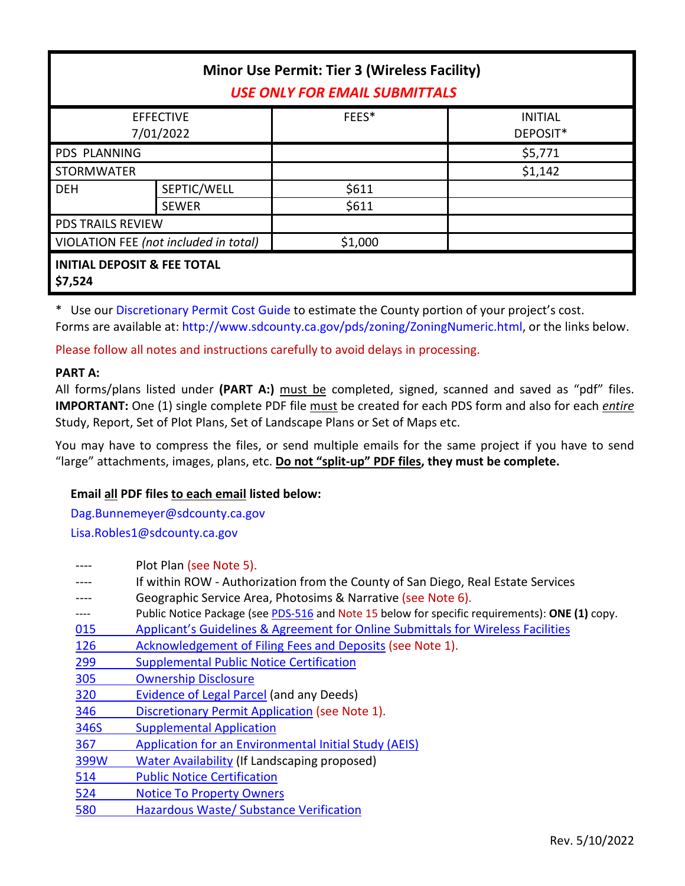# Minor Use Permit: Tier 3 (Wireless Facility)

***USE ONLY FOR EMAIL SUBMITTALS***

| EFFECTIVE 7/01/2022 | | FEES* | INITIAL DEPOSIT* |
|---|---|---|---|
| PDS PLANNING | | | $5,771 |
| STORMWATER | | | $1,142 |
| DEH | SEPTIC/WELL | $611 | |
| | SEWER | $611 | |
| PDS TRAILS REVIEW | | | |
| VIOLATION FEE *(not included in total)* | | $1,000 | |
| **INITIAL DEPOSIT & FEE TOTAL $7,524** | | | |

\* Use our Discretionary Permit Cost Guide to estimate the County portion of your project's cost. Forms are available at: http://www.sdcounty.ca.gov/pds/zoning/ZoningNumeric.html, or the links below.

Please follow all notes and instructions carefully to avoid delays in processing.

**PART A:**

All forms/plans listed under **(PART A:)** must be completed, signed, scanned and saved as "pdf" files. **IMPORTANT:** One (1) single complete PDF file must be created for each PDS form and also for each *entire* Study, Report, Set of Plot Plans, Set of Landscape Plans or Set of Maps etc.

You may have to compress the files, or send multiple emails for the same project if you have to send "large" attachments, images, plans, etc. **Do not "split-up" PDF files, they must be complete.**

**Email all PDF files to each email listed below:**

Dag.Bunnemeyer@sdcounty.ca.gov

Lisa.Robles1@sdcounty.ca.gov

- ---- Plot Plan (see Note 5).
- ---- If within ROW - Authorization from the County of San Diego, Real Estate Services
- ---- Geographic Service Area, Photosims & Narrative (see Note 6).
- ---- Public Notice Package (see PDS-516 and Note 15 below for specific requirements): **ONE (1)** copy.
- 015 Applicant's Guidelines & Agreement for Online Submittals for Wireless Facilities
- 126 Acknowledgement of Filing Fees and Deposits (see Note 1).
- 299 Supplemental Public Notice Certification
- 305 Ownership Disclosure
- 320 Evidence of Legal Parcel (and any Deeds)
- 346 Discretionary Permit Application (see Note 1).
- 346S Supplemental Application
- 367 Application for an Environmental Initial Study (AEIS)
- 399W Water Availability (If Landscaping proposed)
- 514 Public Notice Certification
- 524 Notice To Property Owners
- 580 Hazardous Waste/ Substance Verification

Rev. 5/10/2022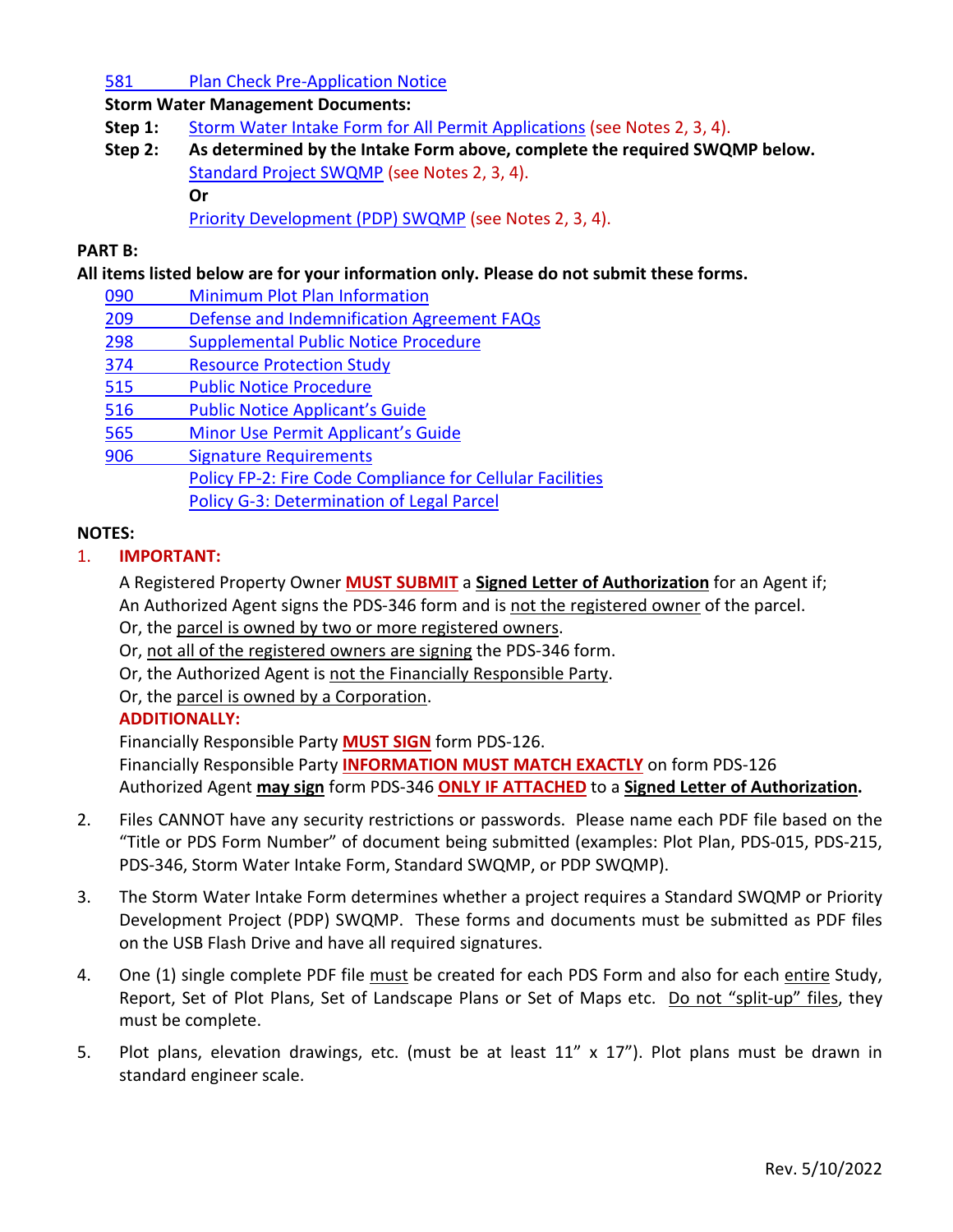581 Plan Check Pre-Application Notice

**Storm Water Management Documents:**

**Step 1:** Storm Water Intake Form for All Permit Applications (see Notes 2, 3, 4).

**Step 2:** **As determined by the Intake Form above, complete the required SWQMP below.**
Standard Project SWQMP (see Notes 2, 3, 4).
**Or**
Priority Development (PDP) SWQMP (see Notes 2, 3, 4).

**PART B:**

**All items listed below are for your information only. Please do not submit these forms.**

090 Minimum Plot Plan Information
209 Defense and Indemnification Agreement FAQs
298 Supplemental Public Notice Procedure
374 Resource Protection Study
515 Public Notice Procedure
516 Public Notice Applicant's Guide
565 Minor Use Permit Applicant's Guide
906 Signature Requirements
Policy FP-2: Fire Code Compliance for Cellular Facilities
Policy G-3: Determination of Legal Parcel

**NOTES:**

1. **IMPORTANT:**

   A Registered Property Owner **MUST SUBMIT** a **Signed Letter of Authorization** for an Agent if;
   An Authorized Agent signs the PDS-346 form and is not the registered owner of the parcel.
   Or, the parcel is owned by two or more registered owners.
   Or, not all of the registered owners are signing the PDS-346 form.
   Or, the Authorized Agent is not the Financially Responsible Party.
   Or, the parcel is owned by a Corporation.

   **ADDITIONALLY:**

   Financially Responsible Party **MUST SIGN** form PDS-126.
   Financially Responsible Party **INFORMATION MUST MATCH EXACTLY** on form PDS-126
   Authorized Agent **may sign** form PDS-346 **ONLY IF ATTACHED** to a **Signed Letter of Authorization.**

2. Files CANNOT have any security restrictions or passwords. Please name each PDF file based on the "Title or PDS Form Number" of document being submitted (examples: Plot Plan, PDS-015, PDS-215, PDS-346, Storm Water Intake Form, Standard SWQMP, or PDP SWQMP).

3. The Storm Water Intake Form determines whether a project requires a Standard SWQMP or Priority Development Project (PDP) SWQMP. These forms and documents must be submitted as PDF files on the USB Flash Drive and have all required signatures.

4. One (1) single complete PDF file must be created for each PDS Form and also for each entire Study, Report, Set of Plot Plans, Set of Landscape Plans or Set of Maps etc. Do not "split-up" files, they must be complete.

5. Plot plans, elevation drawings, etc. (must be at least 11" x 17"). Plot plans must be drawn in standard engineer scale.

Rev. 5/10/2022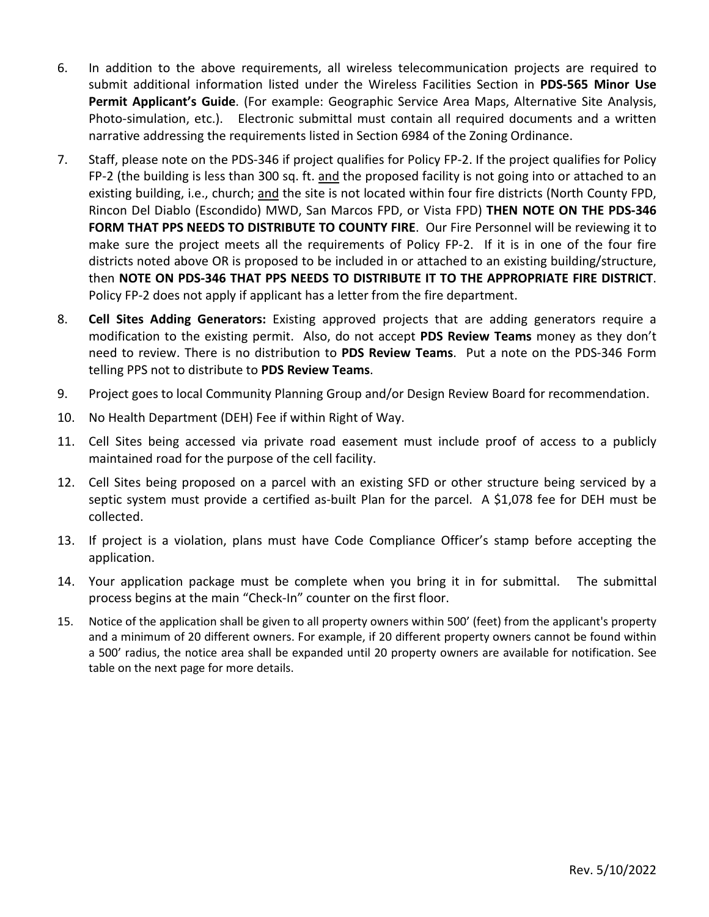6. In addition to the above requirements, all wireless telecommunication projects are required to submit additional information listed under the Wireless Facilities Section in **PDS-565 Minor Use Permit Applicant's Guide**. (For example: Geographic Service Area Maps, Alternative Site Analysis, Photo-simulation, etc.). Electronic submittal must contain all required documents and a written narrative addressing the requirements listed in Section 6984 of the Zoning Ordinance.

7. Staff, please note on the PDS-346 if project qualifies for Policy FP-2. If the project qualifies for Policy FP-2 (the building is less than 300 sq. ft. <u>and</u> the proposed facility is not going into or attached to an existing building, i.e., church; <u>and</u> the site is not located within four fire districts (North County FPD, Rincon Del Diablo (Escondido) MWD, San Marcos FPD, or Vista FPD) **THEN NOTE ON THE PDS-346 FORM THAT PPS NEEDS TO DISTRIBUTE TO COUNTY FIRE**. Our Fire Personnel will be reviewing it to make sure the project meets all the requirements of Policy FP-2. If it is in one of the four fire districts noted above OR is proposed to be included in or attached to an existing building/structure, then **NOTE ON PDS-346 THAT PPS NEEDS TO DISTRIBUTE IT TO THE APPROPRIATE FIRE DISTRICT**. Policy FP-2 does not apply if applicant has a letter from the fire department.

8. **Cell Sites Adding Generators:** Existing approved projects that are adding generators require a modification to the existing permit. Also, do not accept **PDS Review Teams** money as they don't need to review. There is no distribution to **PDS Review Teams**. Put a note on the PDS-346 Form telling PPS not to distribute to **PDS Review Teams**.

9. Project goes to local Community Planning Group and/or Design Review Board for recommendation.

10. No Health Department (DEH) Fee if within Right of Way.

11. Cell Sites being accessed via private road easement must include proof of access to a publicly maintained road for the purpose of the cell facility.

12. Cell Sites being proposed on a parcel with an existing SFD or other structure being serviced by a septic system must provide a certified as-built Plan for the parcel. A $1,078 fee for DEH must be collected.

13. If project is a violation, plans must have Code Compliance Officer's stamp before accepting the application.

14. Your application package must be complete when you bring it in for submittal. The submittal process begins at the main "Check-In" counter on the first floor.

15. Notice of the application shall be given to all property owners within 500' (feet) from the applicant's property and a minimum of 20 different owners. For example, if 20 different property owners cannot be found within a 500' radius, the notice area shall be expanded until 20 property owners are available for notification. See table on the next page for more details.

Rev. 5/10/2022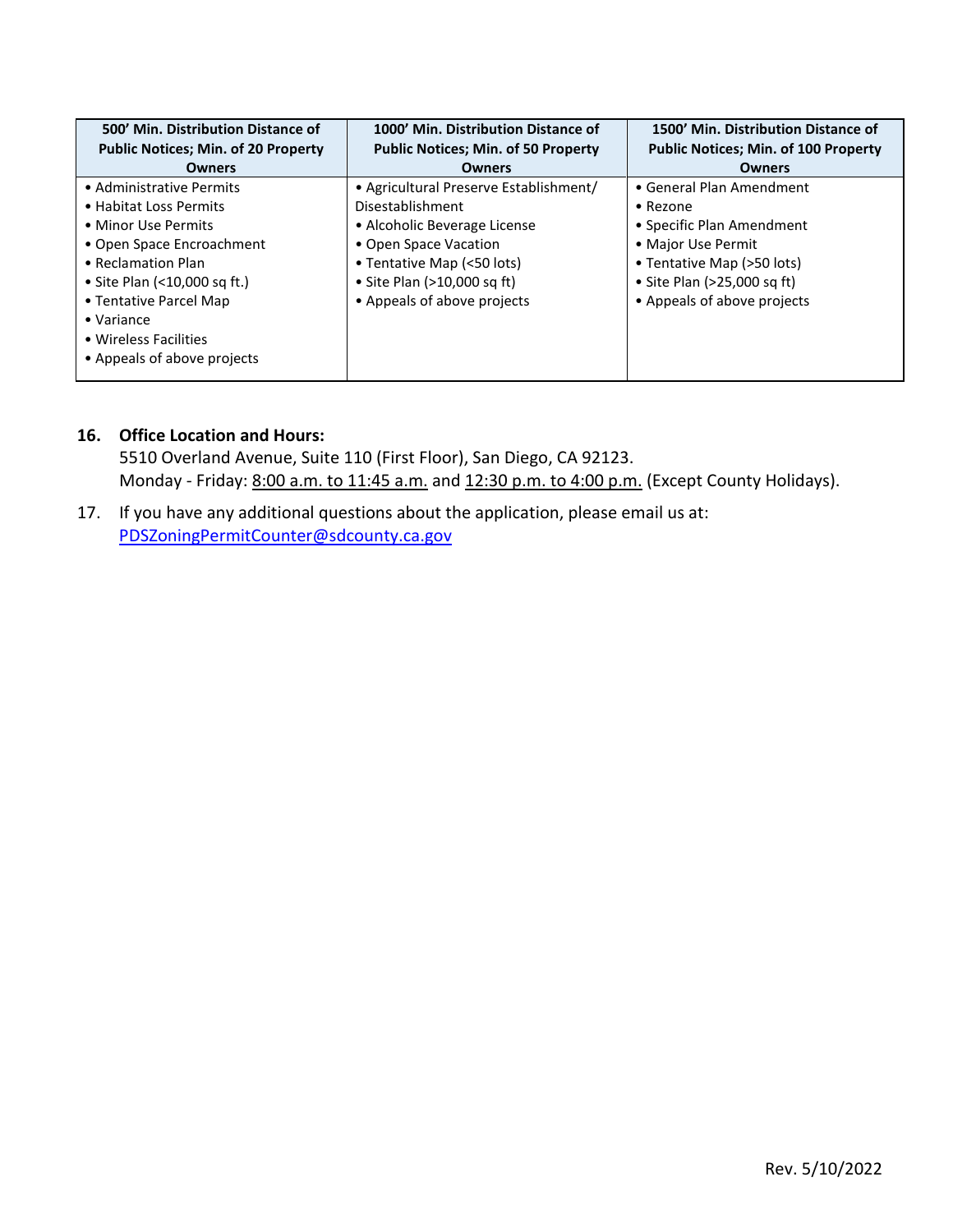| 500’ Min. Distribution Distance of Public Notices; Min. of 20 Property Owners | 1000’ Min. Distribution Distance of Public Notices; Min. of 50 Property Owners | 1500’ Min. Distribution Distance of Public Notices; Min. of 100 Property Owners |
|---|---|---|
| • Administrative Permits<br>• Habitat Loss Permits<br>• Minor Use Permits<br>• Open Space Encroachment<br>• Reclamation Plan<br>• Site Plan (<10,000 sq ft.)<br>• Tentative Parcel Map<br>• Variance<br>• Wireless Facilities<br>• Appeals of above projects | • Agricultural Preserve Establishment/ Disestablishment<br>• Alcoholic Beverage License<br>• Open Space Vacation<br>• Tentative Map (<50 lots)<br>• Site Plan (>10,000 sq ft)<br>• Appeals of above projects | • General Plan Amendment<br>• Rezone<br>• Specific Plan Amendment<br>• Major Use Permit<br>• Tentative Map (>50 lots)<br>• Site Plan (>25,000 sq ft)<br>• Appeals of above projects |

16. **Office Location and Hours:**
    5510 Overland Avenue, Suite 110 (First Floor), San Diego, CA 92123.
    Monday - Friday: 8:00 a.m. to 11:45 a.m. and 12:30 p.m. to 4:00 p.m. (Except County Holidays).

17. If you have any additional questions about the application, please email us at: PDSZoningPermitCounter@sdcounty.ca.gov

Rev. 5/10/2022